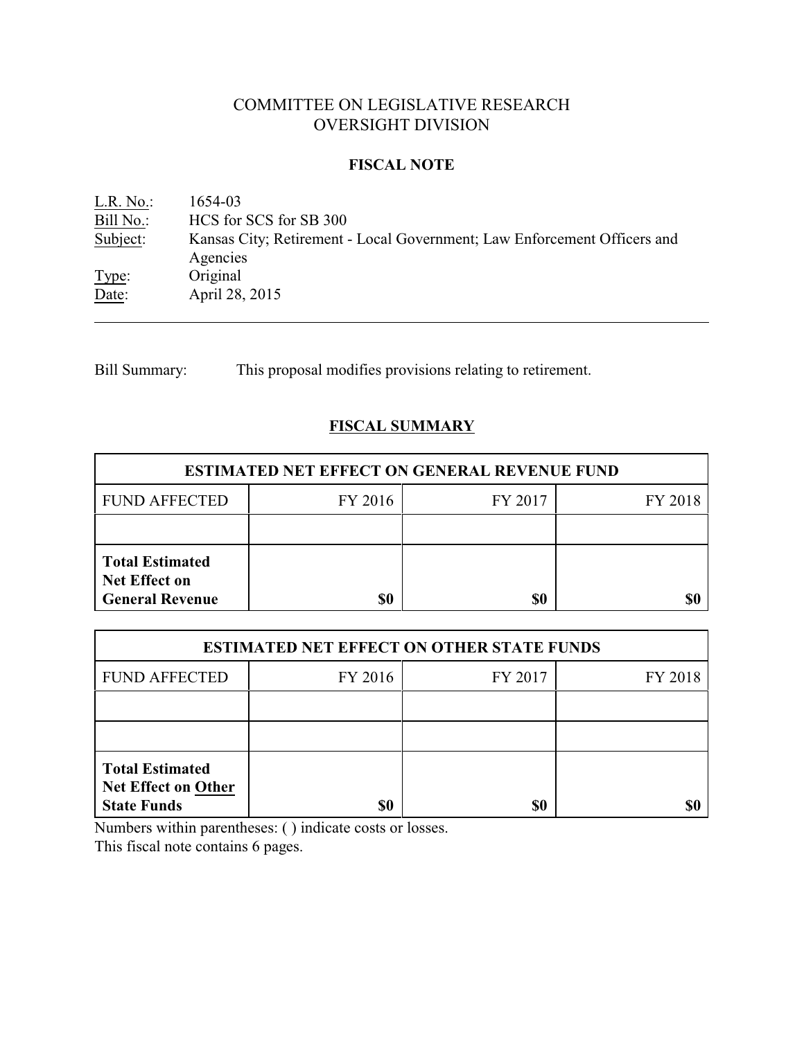COMMITTEE ON LEGISLATIVE RESEARCH
OVERSIGHT DIVISION

**FISCAL NOTE**

L.R. No.: 1654-03
Bill No.: HCS for SCS for SB 300
Subject: Kansas City; Retirement - Local Government; Law Enforcement Officers and Agencies
Type: Original
Date: April 28, 2015

---

Bill Summary: This proposal modifies provisions relating to retirement.

## FISCAL SUMMARY

| ESTIMATED NET EFFECT ON GENERAL REVENUE FUND | | | |
|---|---|---|---|
| FUND AFFECTED | FY 2016 | FY 2017 | FY 2018 |
| | | | |
| **Total Estimated Net Effect on General Revenue** | **$0** | **$0** | **$0** |

| ESTIMATED NET EFFECT ON OTHER STATE FUNDS | | | |
|---|---|---|---|
| FUND AFFECTED | FY 2016 | FY 2017 | FY 2018 |
| | | | |
| | | | |
| **Total Estimated Net Effect on Other State Funds** | **$0** | **$0** | **$0** |

Numbers within parentheses: ( ) indicate costs or losses.
This fiscal note contains 6 pages.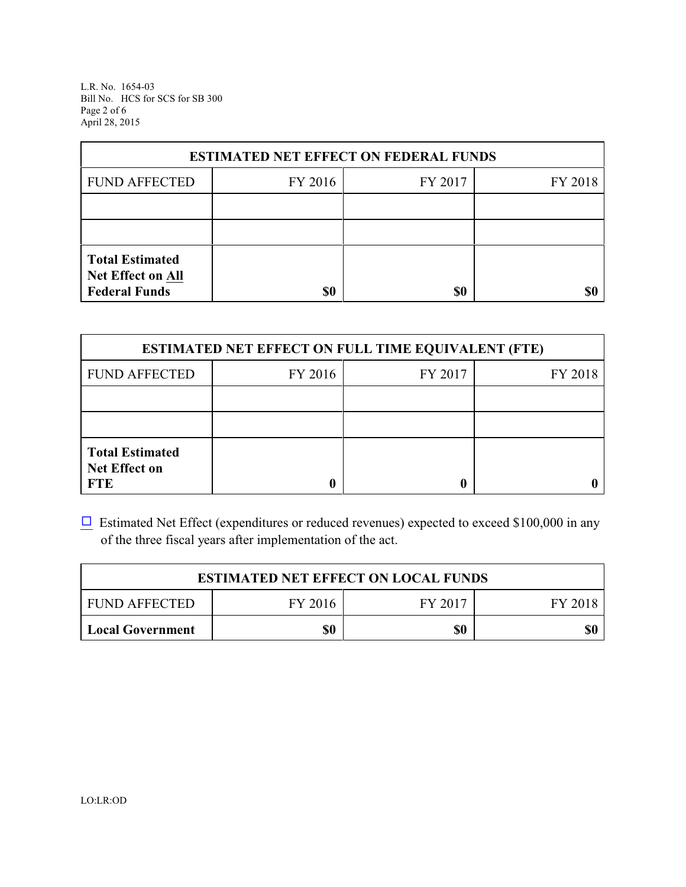| ESTIMATED NET EFFECT ON FEDERAL FUNDS | | | |
|---|---|---|---|
| FUND AFFECTED | FY 2016 | FY 2017 | FY 2018 |
| | | | |
| | | | |
| **Total Estimated Net Effect on All Federal Funds** | **$0** | **$0** | **$0** |

| ESTIMATED NET EFFECT ON FULL TIME EQUIVALENT (FTE) | | | |
|---|---|---|---|
| FUND AFFECTED | FY 2016 | FY 2017 | FY 2018 |
| | | | |
| | | | |
| **Total Estimated Net Effect on FTE** | **0** | **0** | **0** |

☐ Estimated Net Effect (expenditures or reduced revenues) expected to exceed $100,000 in any of the three fiscal years after implementation of the act.

| ESTIMATED NET EFFECT ON LOCAL FUNDS | | | |
|---|---|---|---|
| FUND AFFECTED | FY 2016 | FY 2017 | FY 2018 |
| **Local Government** | **$0** | **$0** | **$0** |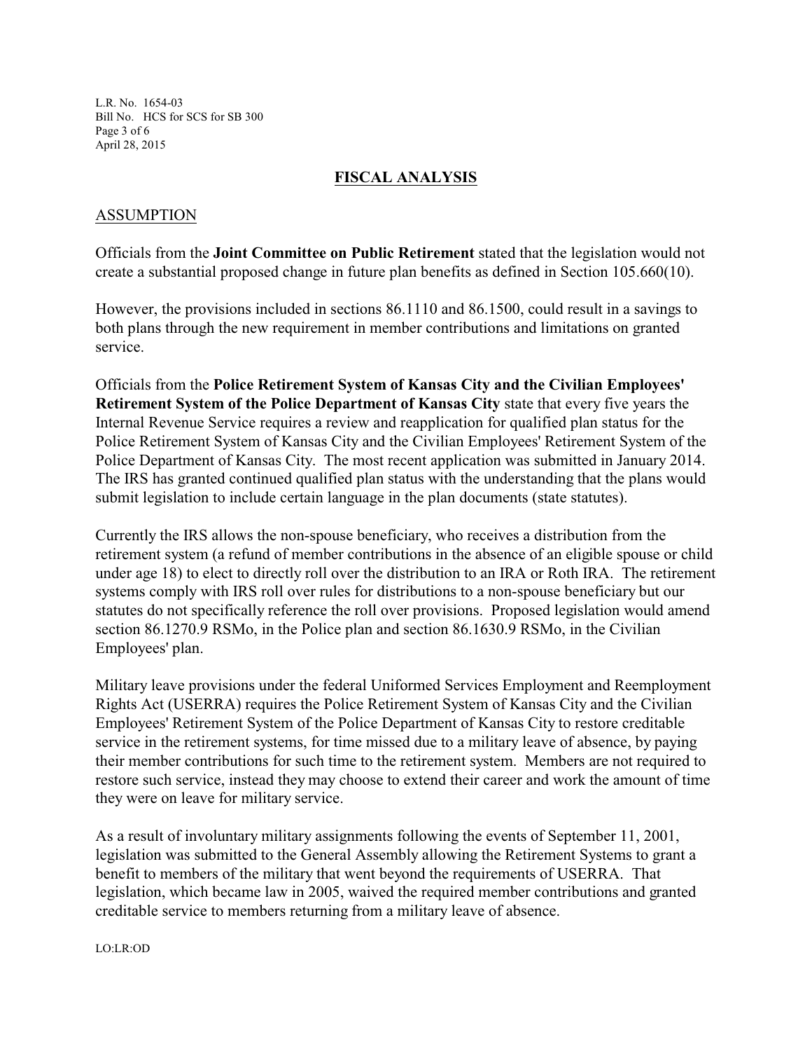## FISCAL ANALYSIS

### ASSUMPTION

Officials from the **Joint Committee on Public Retirement** stated that the legislation would not create a substantial proposed change in future plan benefits as defined in Section 105.660(10).

However, the provisions included in sections 86.1110 and 86.1500, could result in a savings to both plans through the new requirement in member contributions and limitations on granted service.

Officials from the **Police Retirement System of Kansas City and the Civilian Employees' Retirement System of the Police Department of Kansas City** state that every five years the Internal Revenue Service requires a review and reapplication for qualified plan status for the Police Retirement System of Kansas City and the Civilian Employees' Retirement System of the Police Department of Kansas City. The most recent application was submitted in January 2014. The IRS has granted continued qualified plan status with the understanding that the plans would submit legislation to include certain language in the plan documents (state statutes).

Currently the IRS allows the non-spouse beneficiary, who receives a distribution from the retirement system (a refund of member contributions in the absence of an eligible spouse or child under age 18) to elect to directly roll over the distribution to an IRA or Roth IRA. The retirement systems comply with IRS roll over rules for distributions to a non-spouse beneficiary but our statutes do not specifically reference the roll over provisions. Proposed legislation would amend section 86.1270.9 RSMo, in the Police plan and section 86.1630.9 RSMo, in the Civilian Employees' plan.

Military leave provisions under the federal Uniformed Services Employment and Reemployment Rights Act (USERRA) requires the Police Retirement System of Kansas City and the Civilian Employees' Retirement System of the Police Department of Kansas City to restore creditable service in the retirement systems, for time missed due to a military leave of absence, by paying their member contributions for such time to the retirement system. Members are not required to restore such service, instead they may choose to extend their career and work the amount of time they were on leave for military service.

As a result of involuntary military assignments following the events of September 11, 2001, legislation was submitted to the General Assembly allowing the Retirement Systems to grant a benefit to members of the military that went beyond the requirements of USERRA. That legislation, which became law in 2005, waived the required member contributions and granted creditable service to members returning from a military leave of absence.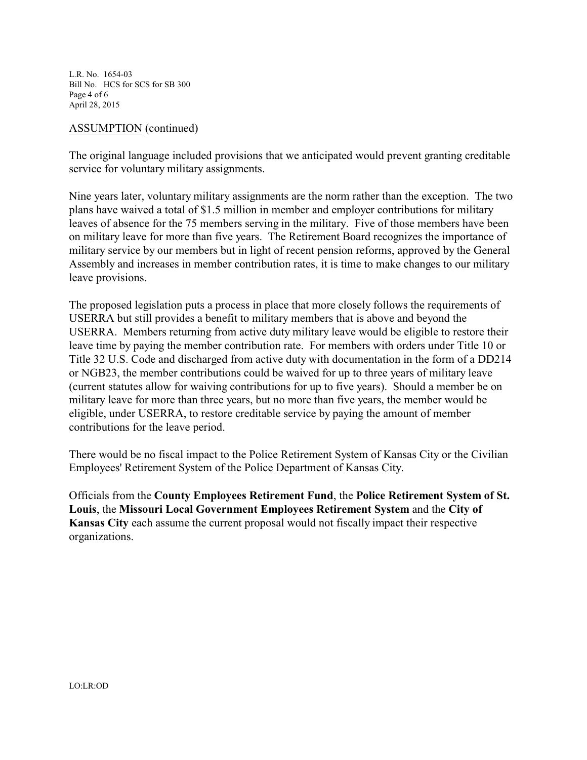ASSUMPTION (continued)

The original language included provisions that we anticipated would prevent granting creditable service for voluntary military assignments.

Nine years later, voluntary military assignments are the norm rather than the exception. The two plans have waived a total of $1.5 million in member and employer contributions for military leaves of absence for the 75 members serving in the military. Five of those members have been on military leave for more than five years. The Retirement Board recognizes the importance of military service by our members but in light of recent pension reforms, approved by the General Assembly and increases in member contribution rates, it is time to make changes to our military leave provisions.

The proposed legislation puts a process in place that more closely follows the requirements of USERRA but still provides a benefit to military members that is above and beyond the USERRA. Members returning from active duty military leave would be eligible to restore their leave time by paying the member contribution rate. For members with orders under Title 10 or Title 32 U.S. Code and discharged from active duty with documentation in the form of a DD214 or NGB23, the member contributions could be waived for up to three years of military leave (current statutes allow for waiving contributions for up to five years). Should a member be on military leave for more than three years, but no more than five years, the member would be eligible, under USERRA, to restore creditable service by paying the amount of member contributions for the leave period.

There would be no fiscal impact to the Police Retirement System of Kansas City or the Civilian Employees' Retirement System of the Police Department of Kansas City.

Officials from the **County Employees Retirement Fund**, the **Police Retirement System of St. Louis**, the **Missouri Local Government Employees Retirement System** and the **City of Kansas City** each assume the current proposal would not fiscally impact their respective organizations.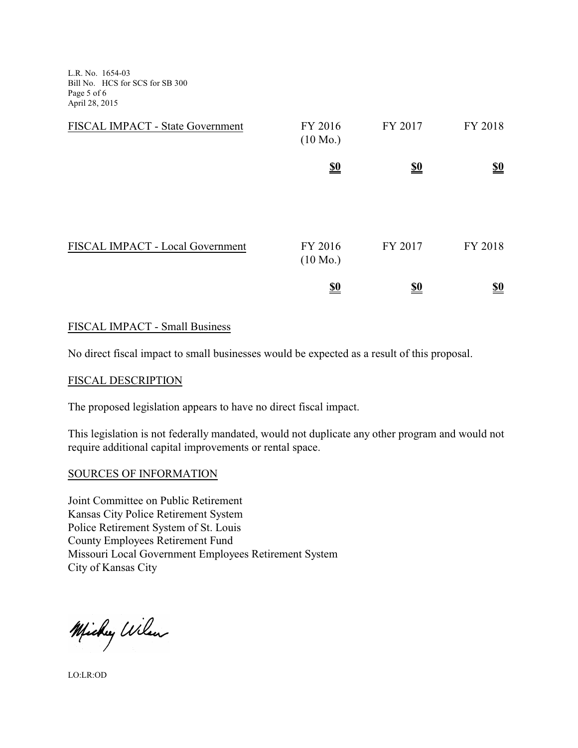| FISCAL IMPACT - State Government | FY 2016 (10 Mo.) | FY 2017 | FY 2018 |
|---|---|---|---|
| | **$0** | **$0** | **$0** |

| FISCAL IMPACT - Local Government | FY 2016 (10 Mo.) | FY 2017 | FY 2018 |
|---|---|---|---|
| | **$0** | **$0** | **$0** |

## FISCAL IMPACT - Small Business

No direct fiscal impact to small businesses would be expected as a result of this proposal.

## FISCAL DESCRIPTION

The proposed legislation appears to have no direct fiscal impact.

This legislation is not federally mandated, would not duplicate any other program and would not require additional capital improvements or rental space.

## SOURCES OF INFORMATION

Joint Committee on Public Retirement
Kansas City Police Retirement System
Police Retirement System of St. Louis
County Employees Retirement Fund
Missouri Local Government Employees Retirement System
City of Kansas City

Mickey Wilson

LO:LR:OD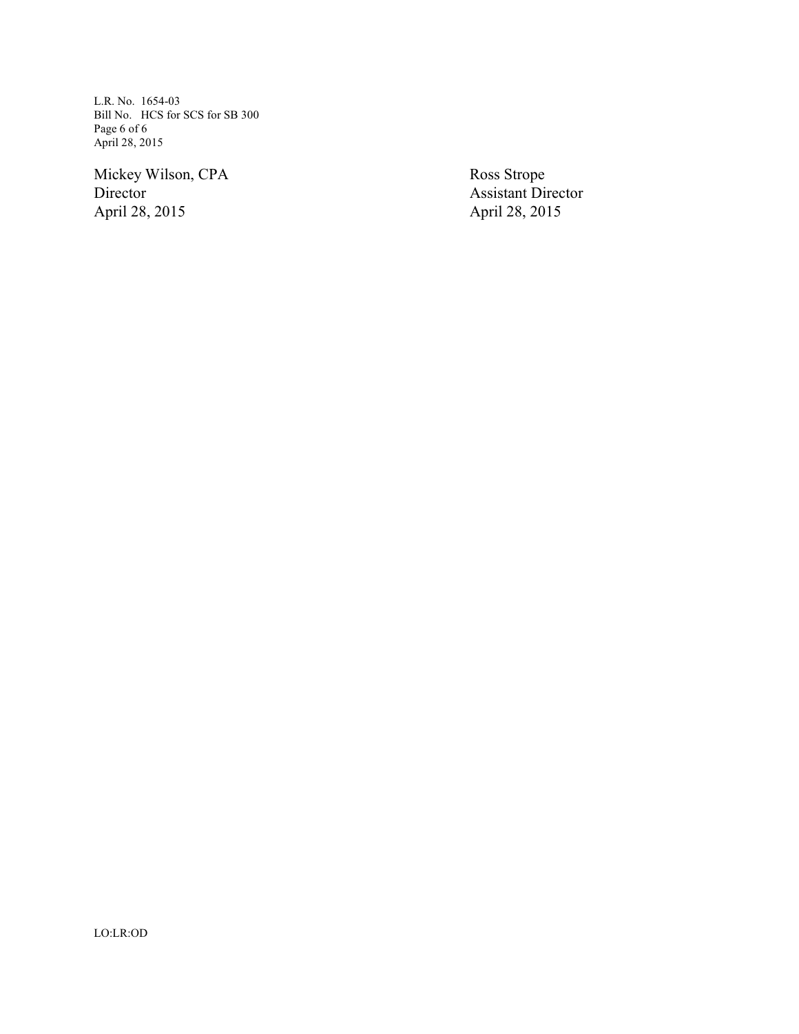Mickey Wilson, CPA
Director
April 28, 2015

Ross Strope
Assistant Director
April 28, 2015

LO:LR:OD